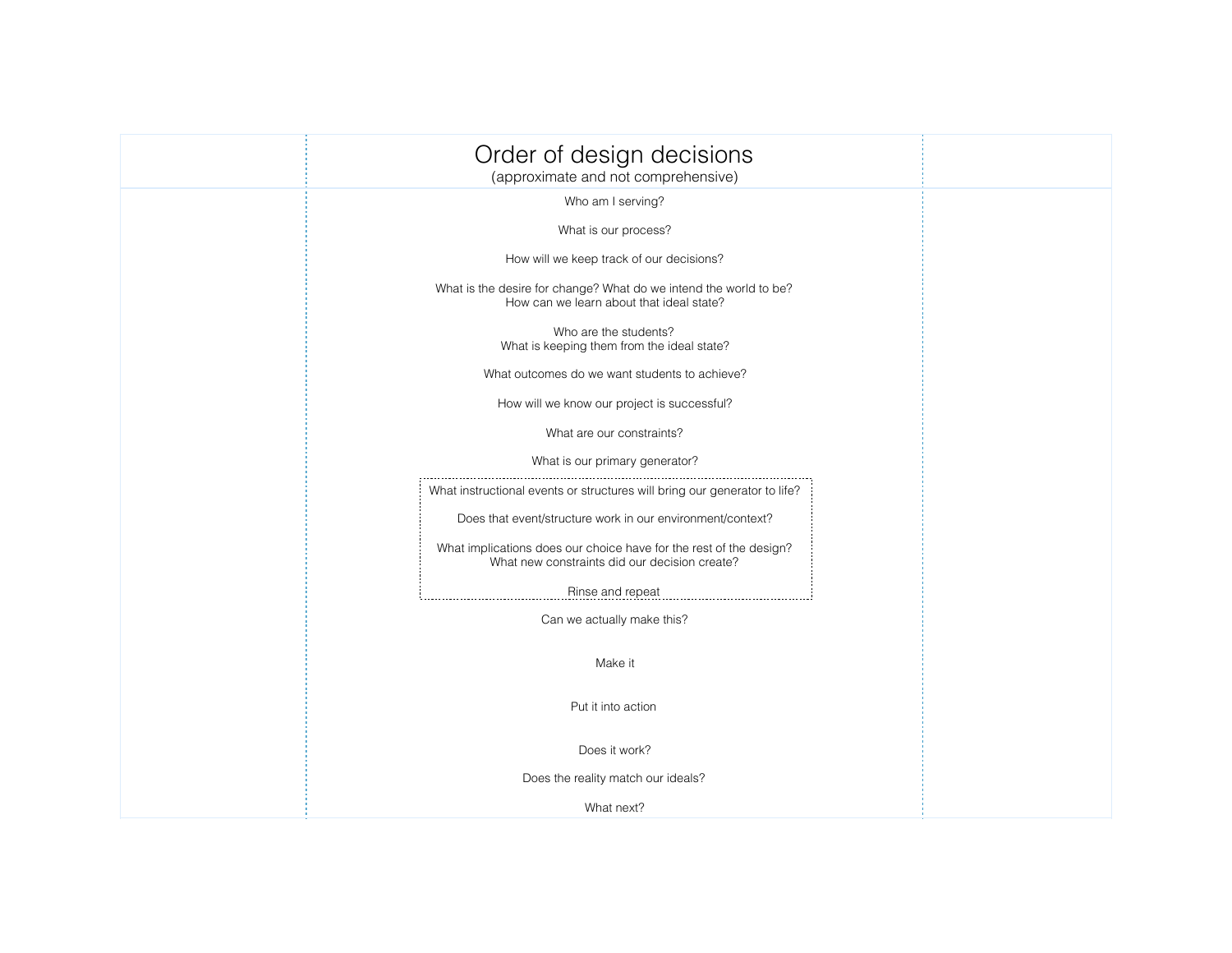# Order of design decisions

(approximate and not comprehensive)

Who am I serving?

What is our process?

How will we keep track of our decisions?

What is the desire for change? What do we intend the world to be?
How can we learn about that ideal state?

Who are the students?
What is keeping them from the ideal state?

What outcomes do we want students to achieve?

How will we know our project is successful?

What are our constraints?

What is our primary generator?

> What instructional events or structures will bring our generator to life?
>
> Does that event/structure work in our environment/context?
>
> What implications does our choice have for the rest of the design?
> What new constraints did our decision create?
>
> Rinse and repeat

Can we actually make this?

Make it

Put it into action

Does it work?

Does the reality match our ideals?

What next?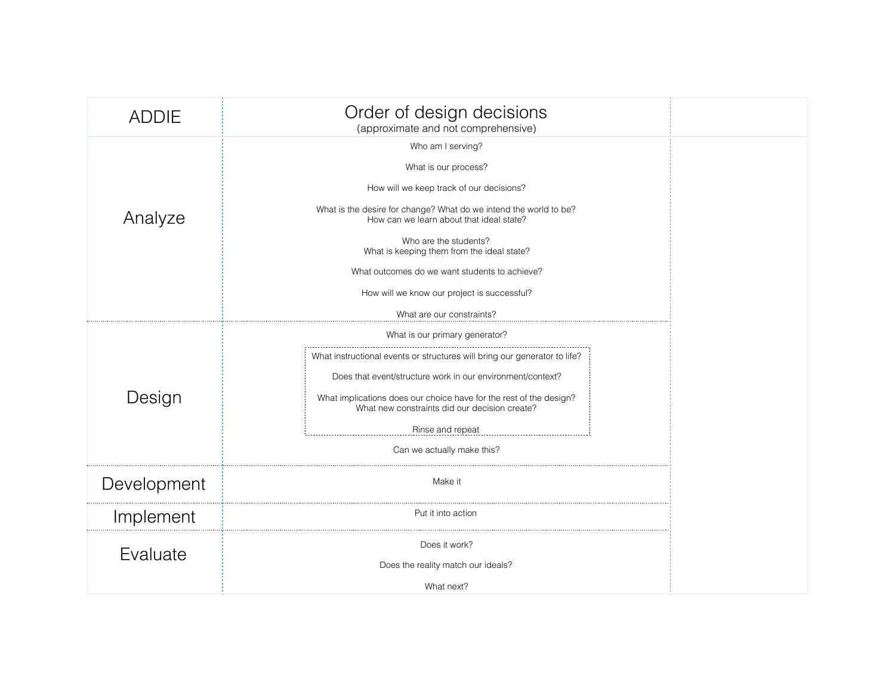| ADDIE | Order of design decisions<br>(approximate and not comprehensive) | |
|---|---|---|
| Analyze | Who am I serving?<br><br>What is our process?<br><br>How will we keep track of our decisions?<br><br>What is the desire for change? What do we intend the world to be?<br>How can we learn about that ideal state?<br><br>Who are the students?<br>What is keeping them from the ideal state?<br><br>What outcomes do we want students to achieve?<br><br>How will we know our project is successful?<br><br>What are our constraints? | |
| Design | What is our primary generator?<br><br>What instructional events or structures will bring our generator to life?<br><br>Does that event/structure work in our environment/context?<br><br>What implications does our choice have for the rest of the design?<br>What new constraints did our decision create?<br><br>Rinse and repeat<br><br>Can we actually make this? | |
| Development | Make it | |
| Implement | Put it into action | |
| Evaluate | Does it work?<br><br>Does the reality match our ideals?<br><br>What next? | |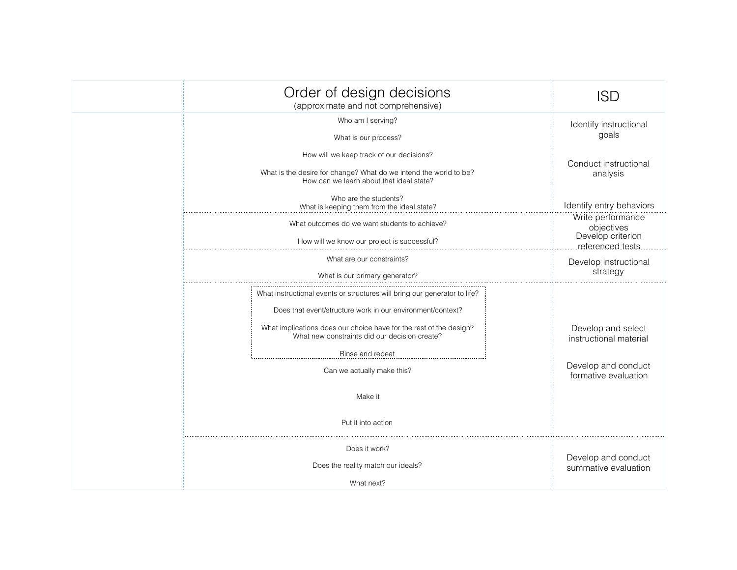| | Order of design decisions (approximate and not comprehensive) | ISD |
|---|---|---|
| | Who am I serving? | Identify instructional goals |
| | What is our process? | |
| | How will we keep track of our decisions? | Conduct instructional analysis |
| | What is the desire for change? What do we intend the world to be? How can we learn about that ideal state? | |
| | Who are the students? What is keeping them from the ideal state? | Identify entry behaviors |
| | What outcomes do we want students to achieve? | Write performance objectives |
| | How will we know our project is successful? | Develop criterion referenced tests |
| | What are our constraints? | Develop instructional strategy |
| | What is our primary generator? | |
| | What instructional events or structures will bring our generator to life? | |
| | Does that event/structure work in our environment/context? | |
| | What implications does our choice have for the rest of the design? What new constraints did our decision create? | Develop and select instructional material |
| | Rinse and repeat | |
| | Can we actually make this? | Develop and conduct formative evaluation |
| | Make it | |
| | Put it into action | |
| | Does it work? | |
| | Does the reality match our ideals? | Develop and conduct summative evaluation |
| | What next? | |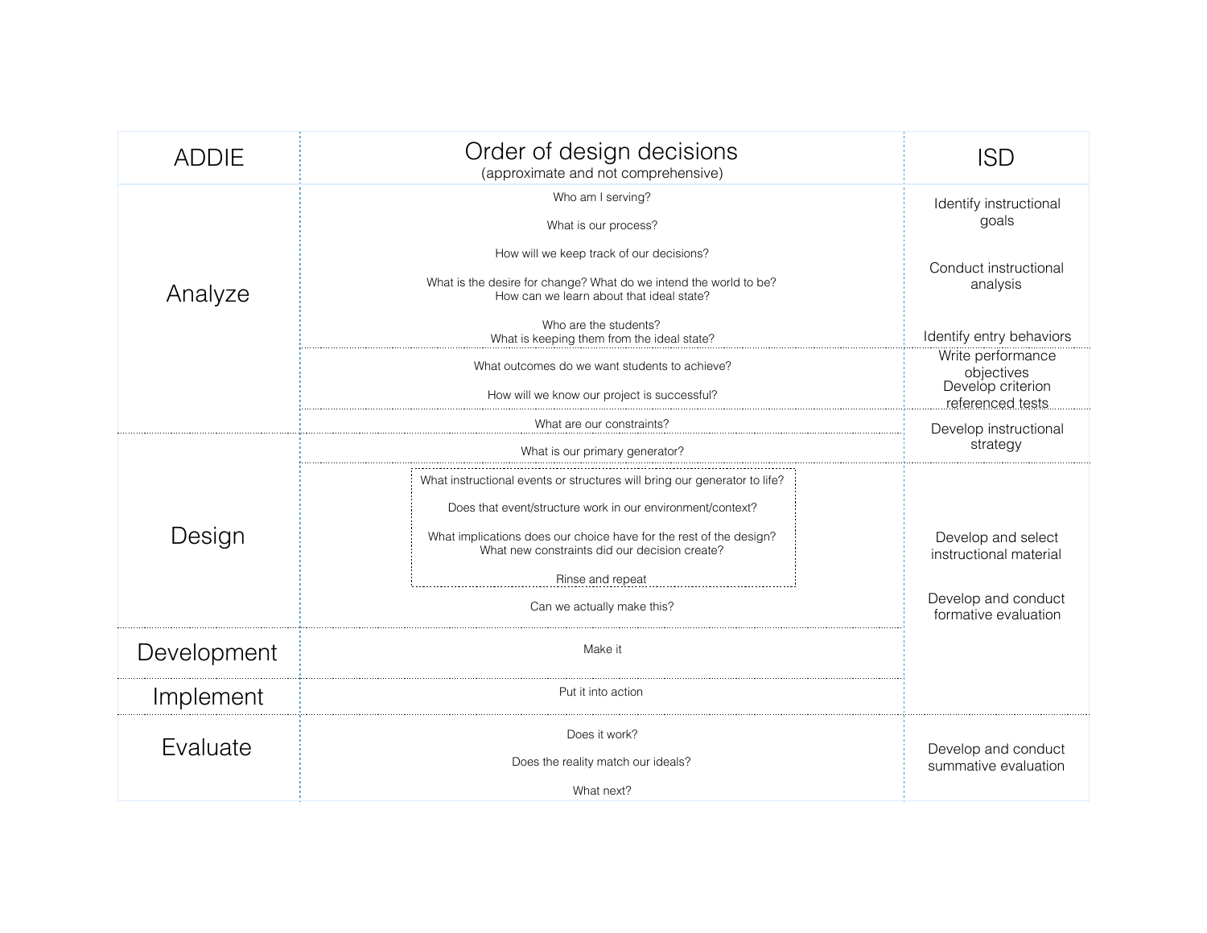| ADDIE | Order of design decisions (approximate and not comprehensive) | ISD |
|---|---|---|
| Analyze | Who am I serving?<br><br>What is our process?<br><br>How will we keep track of our decisions?<br><br>What is the desire for change? What do we intend the world to be? How can we learn about that ideal state?<br><br>Who are the students? What is keeping them from the ideal state? | Identify instructional goals<br><br>Conduct instructional analysis<br><br>Identify entry behaviors |
| | What outcomes do we want students to achieve?<br><br>How will we know our project is successful? | Write performance objectives<br>Develop criterion referenced tests |
| | What are our constraints? | Develop instructional strategy |
| Design | What is our primary generator? | |
| | What instructional events or structures will bring our generator to life?<br><br>Does that event/structure work in our environment/context?<br><br>What implications does our choice have for the rest of the design? What new constraints did our decision create?<br><br>Rinse and repeat<br><br>Can we actually make this? | Develop and select instructional material<br><br>Develop and conduct formative evaluation |
| Development | Make it | |
| Implement | Put it into action | |
| Evaluate | Does it work?<br><br>Does the reality match our ideals?<br><br>What next? | Develop and conduct summative evaluation |